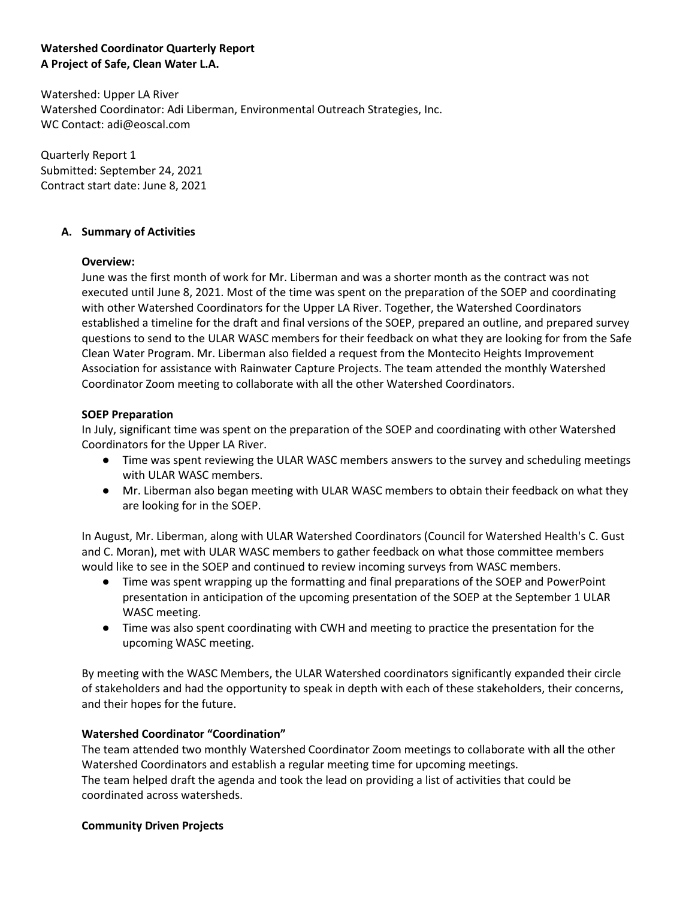**Watershed Coordinator Quarterly Report**
**A Project of Safe, Clean Water L.A.**

Watershed: Upper LA River
Watershed Coordinator: Adi Liberman, Environmental Outreach Strategies, Inc.
WC Contact: adi@eoscal.com

Quarterly Report 1
Submitted: September 24, 2021
Contract start date: June 8, 2021

## A. Summary of Activities

**Overview:**

June was the first month of work for Mr. Liberman and was a shorter month as the contract was not executed until June 8, 2021. Most of the time was spent on the preparation of the SOEP and coordinating with other Watershed Coordinators for the Upper LA River. Together, the Watershed Coordinators established a timeline for the draft and final versions of the SOEP, prepared an outline, and prepared survey questions to send to the ULAR WASC members for their feedback on what they are looking for from the Safe Clean Water Program. Mr. Liberman also fielded a request from the Montecito Heights Improvement Association for assistance with Rainwater Capture Projects. The team attended the monthly Watershed Coordinator Zoom meeting to collaborate with all the other Watershed Coordinators.

**SOEP Preparation**

In July, significant time was spent on the preparation of the SOEP and coordinating with other Watershed Coordinators for the Upper LA River.

- Time was spent reviewing the ULAR WASC members answers to the survey and scheduling meetings with ULAR WASC members.
- Mr. Liberman also began meeting with ULAR WASC members to obtain their feedback on what they are looking for in the SOEP.

In August, Mr. Liberman, along with ULAR Watershed Coordinators (Council for Watershed Health's C. Gust and C. Moran), met with ULAR WASC members to gather feedback on what those committee members would like to see in the SOEP and continued to review incoming surveys from WASC members.

- Time was spent wrapping up the formatting and final preparations of the SOEP and PowerPoint presentation in anticipation of the upcoming presentation of the SOEP at the September 1 ULAR WASC meeting.
- Time was also spent coordinating with CWH and meeting to practice the presentation for the upcoming WASC meeting.

By meeting with the WASC Members, the ULAR Watershed coordinators significantly expanded their circle of stakeholders and had the opportunity to speak in depth with each of these stakeholders, their concerns, and their hopes for the future.

**Watershed Coordinator "Coordination"**

The team attended two monthly Watershed Coordinator Zoom meetings to collaborate with all the other Watershed Coordinators and establish a regular meeting time for upcoming meetings.
The team helped draft the agenda and took the lead on providing a list of activities that could be coordinated across watersheds.

**Community Driven Projects**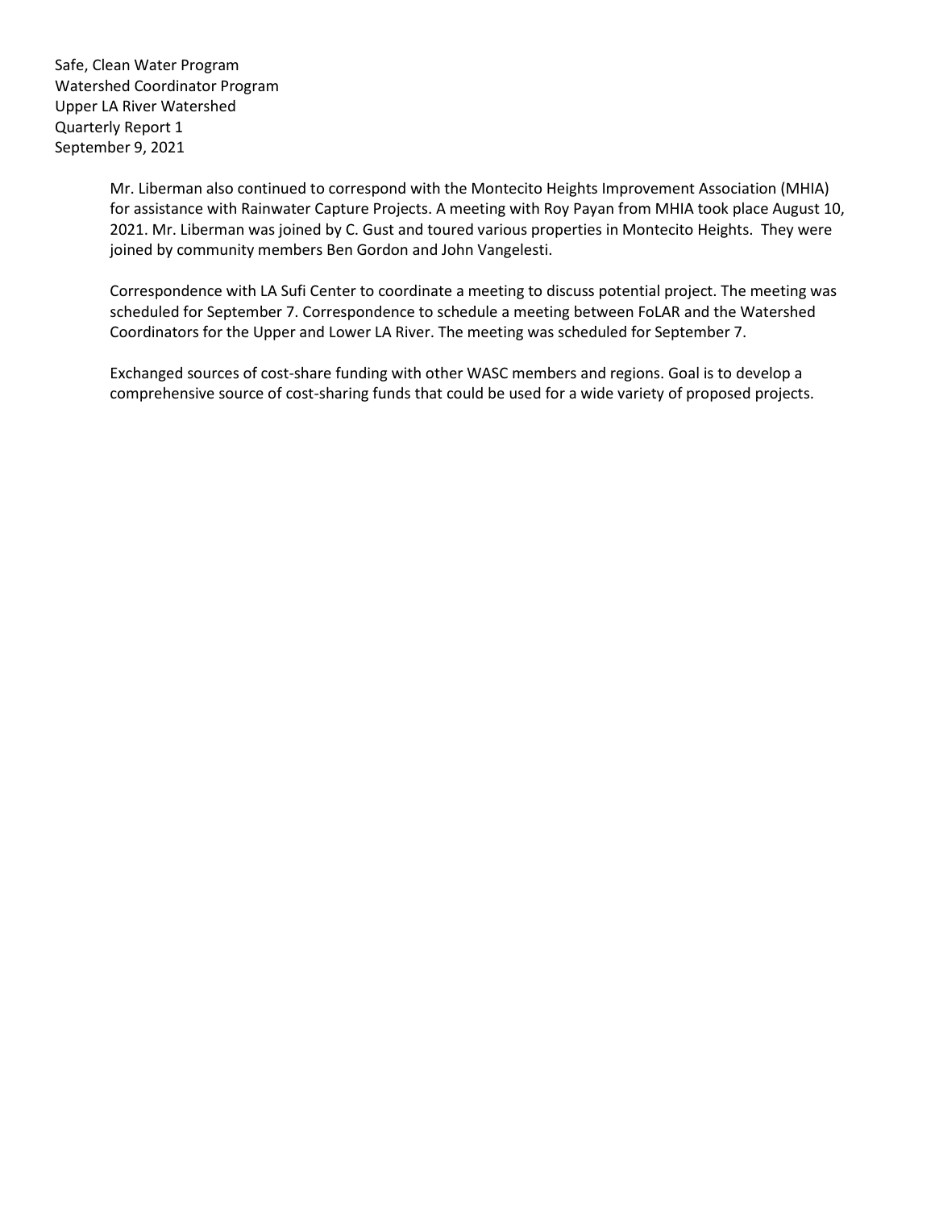Mr. Liberman also continued to correspond with the Montecito Heights Improvement Association (MHIA) for assistance with Rainwater Capture Projects. A meeting with Roy Payan from MHIA took place August 10, 2021. Mr. Liberman was joined by C. Gust and toured various properties in Montecito Heights. They were joined by community members Ben Gordon and John Vangelesti.

Correspondence with LA Sufi Center to coordinate a meeting to discuss potential project. The meeting was scheduled for September 7. Correspondence to schedule a meeting between FoLAR and the Watershed Coordinators for the Upper and Lower LA River. The meeting was scheduled for September 7.

Exchanged sources of cost-share funding with other WASC members and regions. Goal is to develop a comprehensive source of cost-sharing funds that could be used for a wide variety of proposed projects.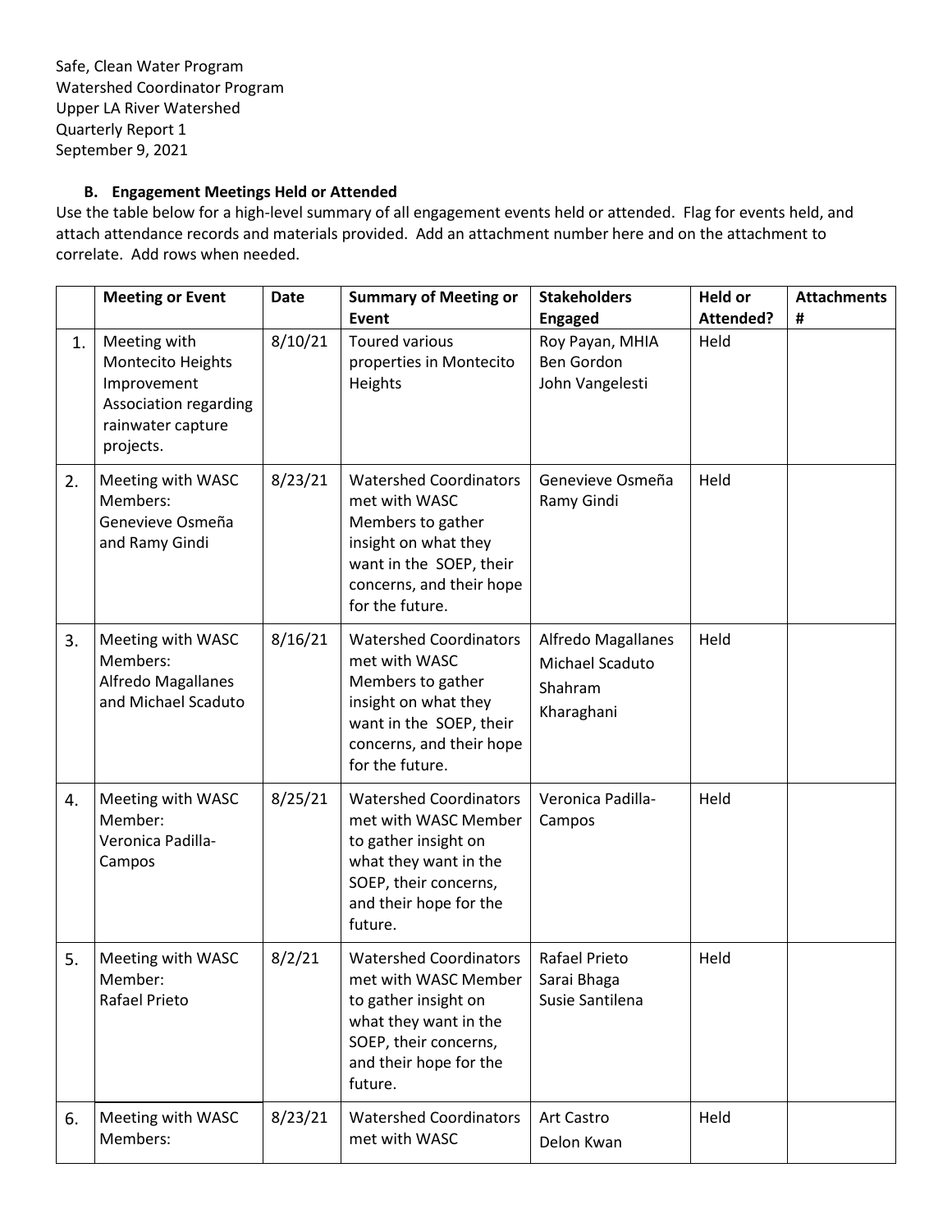Safe, Clean Water Program
Watershed Coordinator Program
Upper LA River Watershed
Quarterly Report 1
September 9, 2021

**B. Engagement Meetings Held or Attended**

Use the table below for a high-level summary of all engagement events held or attended. Flag for events held, and attach attendance records and materials provided. Add an attachment number here and on the attachment to correlate. Add rows when needed.

| | Meeting or Event | Date | Summary of Meeting or Event | Stakeholders Engaged | Held or Attended? | Attachments # |
|---|---|---|---|---|---|---|
| 1. | Meeting with Montecito Heights Improvement Association regarding rainwater capture projects. | 8/10/21 | Toured various properties in Montecito Heights | Roy Payan, MHIA<br>Ben Gordon<br>John Vangelesti | Held | |
| 2. | Meeting with WASC Members: Genevieve Osmeña and Ramy Gindi | 8/23/21 | Watershed Coordinators met with WASC Members to gather insight on what they want in the SOEP, their concerns, and their hope for the future. | Genevieve Osmeña<br>Ramy Gindi | Held | |
| 3. | Meeting with WASC Members: Alfredo Magallanes and Michael Scaduto | 8/16/21 | Watershed Coordinators met with WASC Members to gather insight on what they want in the SOEP, their concerns, and their hope for the future. | Alfredo Magallanes<br>Michael Scaduto<br>Shahram Kharaghani | Held | |
| 4. | Meeting with WASC Member: Veronica Padilla-Campos | 8/25/21 | Watershed Coordinators met with WASC Member to gather insight on what they want in the SOEP, their concerns, and their hope for the future. | Veronica Padilla-Campos | Held | |
| 5. | Meeting with WASC Member: Rafael Prieto | 8/2/21 | Watershed Coordinators met with WASC Member to gather insight on what they want in the SOEP, their concerns, and their hope for the future. | Rafael Prieto<br>Sarai Bhaga<br>Susie Santilena | Held | |
| 6. | Meeting with WASC Members: | 8/23/21 | Watershed Coordinators met with WASC | Art Castro<br>Delon Kwan | Held | |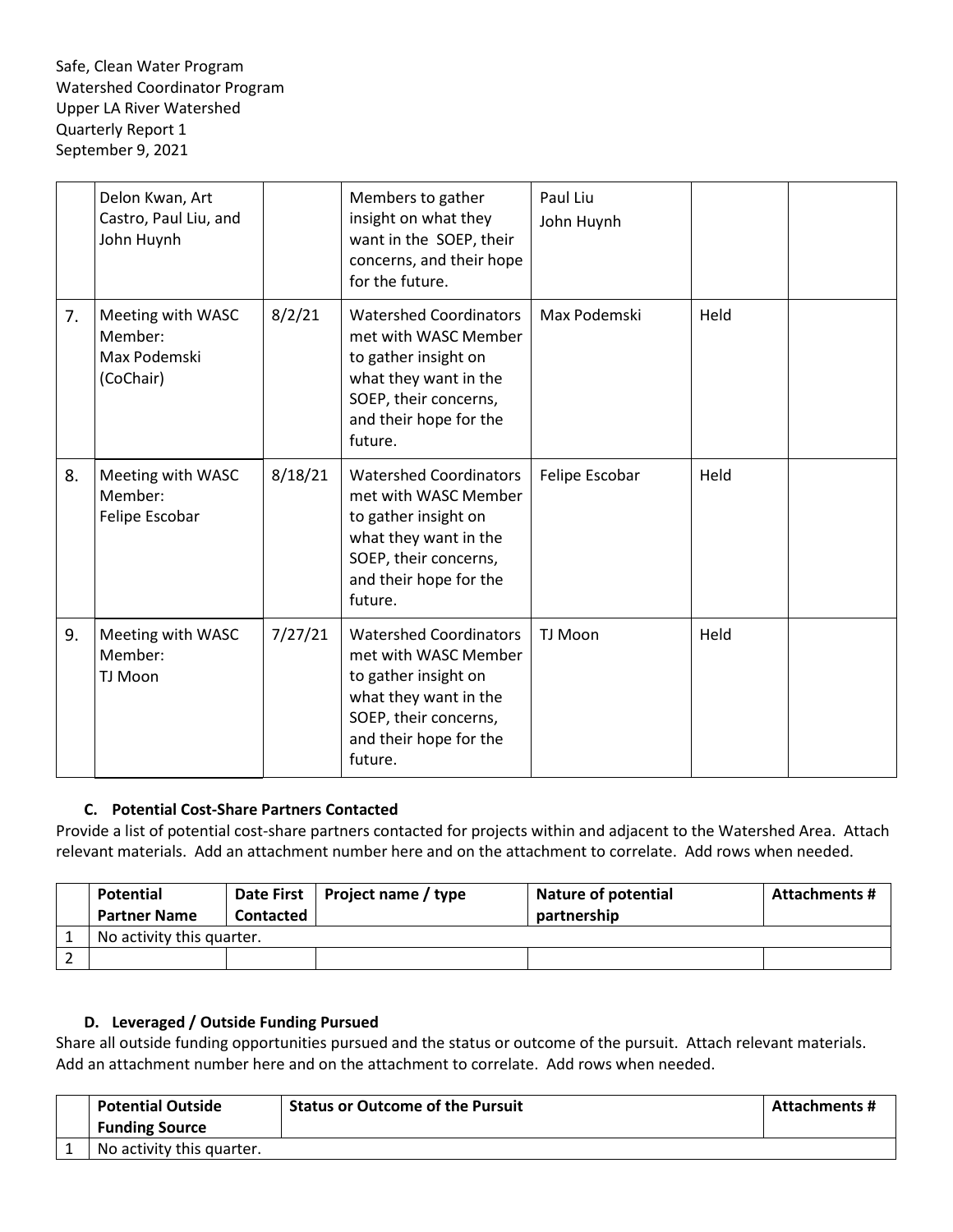Safe, Clean Water Program
Watershed Coordinator Program
Upper LA River Watershed
Quarterly Report 1
September 9, 2021

| | | | | | | |
|---|---|---|---|---|---|---|
| | Delon Kwan, Art Castro, Paul Liu, and John Huynh | | Members to gather insight on what they want in the SOEP, their concerns, and their hope for the future. | Paul Liu<br>John Huynh | | |
| 7. | Meeting with WASC Member: Max Podemski (CoChair) | 8/2/21 | Watershed Coordinators met with WASC Member to gather insight on what they want in the SOEP, their concerns, and their hope for the future. | Max Podemski | Held | |
| 8. | Meeting with WASC Member: Felipe Escobar | 8/18/21 | Watershed Coordinators met with WASC Member to gather insight on what they want in the SOEP, their concerns, and their hope for the future. | Felipe Escobar | Held | |
| 9. | Meeting with WASC Member: TJ Moon | 7/27/21 | Watershed Coordinators met with WASC Member to gather insight on what they want in the SOEP, their concerns, and their hope for the future. | TJ Moon | Held | |

### C. Potential Cost-Share Partners Contacted

Provide a list of potential cost-share partners contacted for projects within and adjacent to the Watershed Area. Attach relevant materials. Add an attachment number here and on the attachment to correlate. Add rows when needed.

| | Potential Partner Name | Date First Contacted | Project name / type | Nature of potential partnership | Attachments # |
|---|---|---|---|---|---|
| 1 | No activity this quarter. | | | | |
| 2 | | | | | |

### D. Leveraged / Outside Funding Pursued

Share all outside funding opportunities pursued and the status or outcome of the pursuit. Attach relevant materials. Add an attachment number here and on the attachment to correlate. Add rows when needed.

| | Potential Outside Funding Source | Status or Outcome of the Pursuit | Attachments # |
|---|---|---|---|
| 1 | No activity this quarter. | | |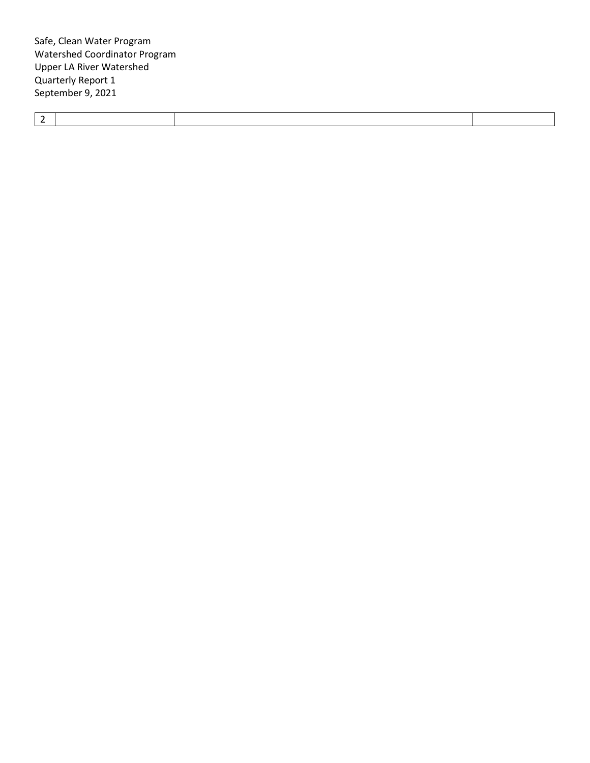| 2 | | | |
|---|---|---|---|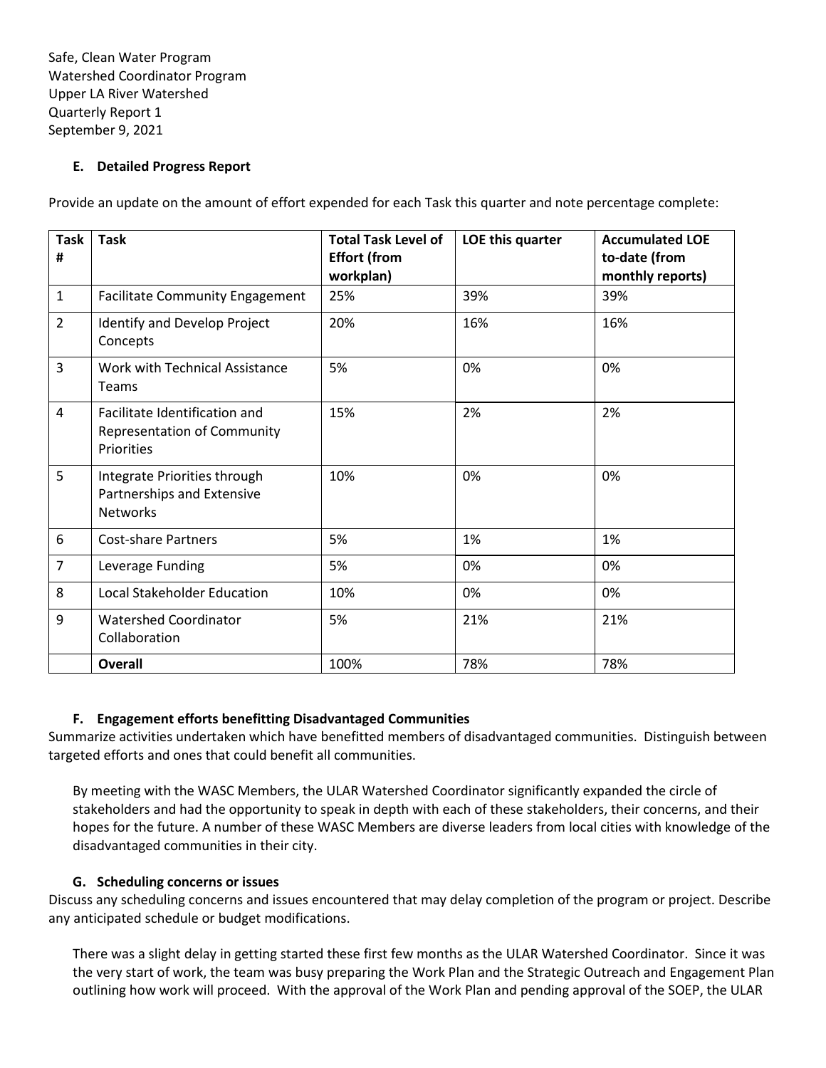Safe, Clean Water Program
Watershed Coordinator Program
Upper LA River Watershed
Quarterly Report 1
September 9, 2021

### E. Detailed Progress Report

Provide an update on the amount of effort expended for each Task this quarter and note percentage complete:

| Task # | Task | Total Task Level of Effort (from workplan) | LOE this quarter | Accumulated LOE to-date (from monthly reports) |
|---|---|---|---|---|
| 1 | Facilitate Community Engagement | 25% | 39% | 39% |
| 2 | Identify and Develop Project Concepts | 20% | 16% | 16% |
| 3 | Work with Technical Assistance Teams | 5% | 0% | 0% |
| 4 | Facilitate Identification and Representation of Community Priorities | 15% | 2% | 2% |
| 5 | Integrate Priorities through Partnerships and Extensive Networks | 10% | 0% | 0% |
| 6 | Cost-share Partners | 5% | 1% | 1% |
| 7 | Leverage Funding | 5% | 0% | 0% |
| 8 | Local Stakeholder Education | 10% | 0% | 0% |
| 9 | Watershed Coordinator Collaboration | 5% | 21% | 21% |
| | **Overall** | 100% | 78% | 78% |

### F. Engagement efforts benefitting Disadvantaged Communities

Summarize activities undertaken which have benefitted members of disadvantaged communities. Distinguish between targeted efforts and ones that could benefit all communities.

By meeting with the WASC Members, the ULAR Watershed Coordinator significantly expanded the circle of stakeholders and had the opportunity to speak in depth with each of these stakeholders, their concerns, and their hopes for the future. A number of these WASC Members are diverse leaders from local cities with knowledge of the disadvantaged communities in their city.

### G. Scheduling concerns or issues

Discuss any scheduling concerns and issues encountered that may delay completion of the program or project. Describe any anticipated schedule or budget modifications.

There was a slight delay in getting started these first few months as the ULAR Watershed Coordinator. Since it was the very start of work, the team was busy preparing the Work Plan and the Strategic Outreach and Engagement Plan outlining how work will proceed. With the approval of the Work Plan and pending approval of the SOEP, the ULAR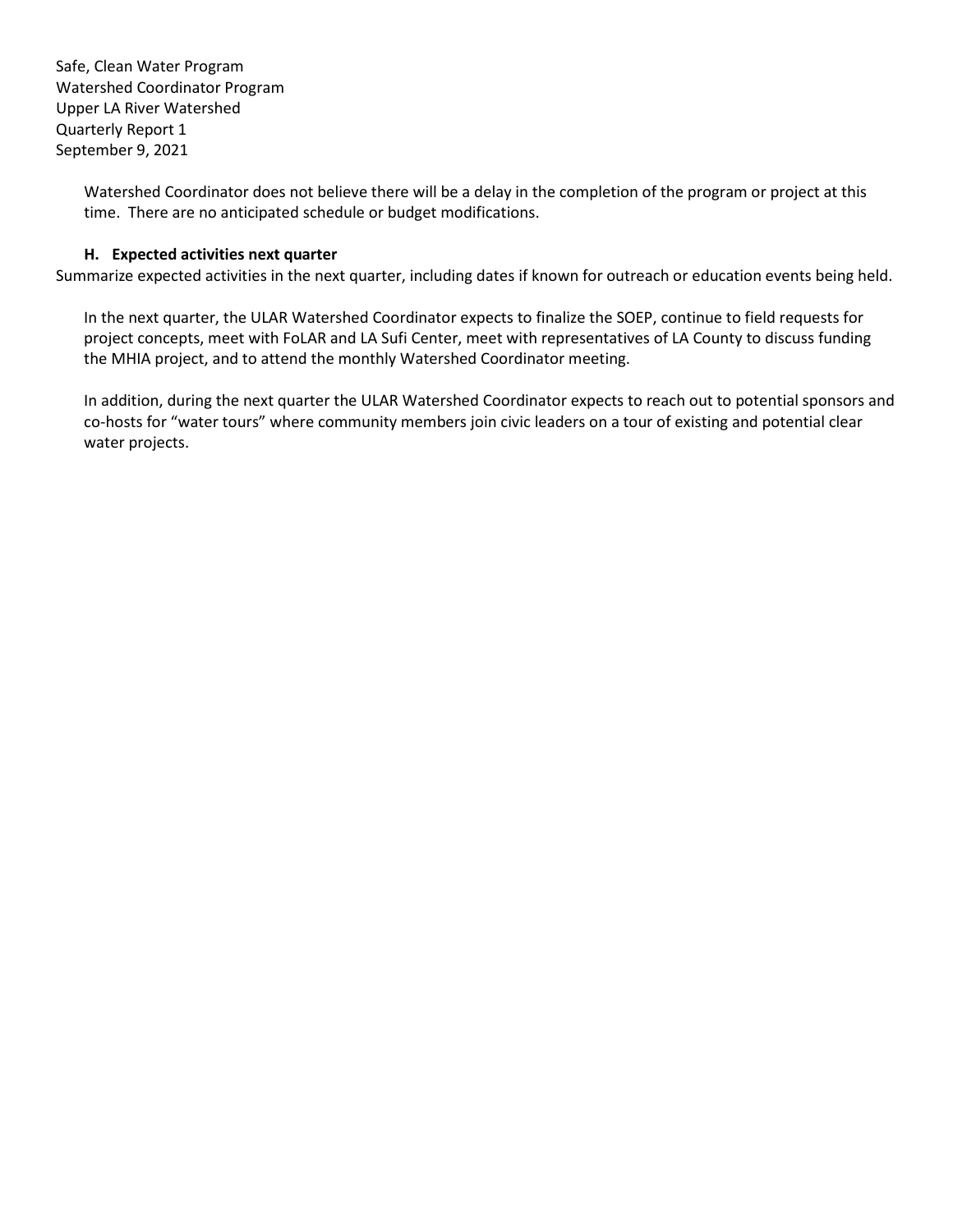Watershed Coordinator does not believe there will be a delay in the completion of the program or project at this time. There are no anticipated schedule or budget modifications.

### H. Expected activities next quarter

Summarize expected activities in the next quarter, including dates if known for outreach or education events being held.

In the next quarter, the ULAR Watershed Coordinator expects to finalize the SOEP, continue to field requests for project concepts, meet with FoLAR and LA Sufi Center, meet with representatives of LA County to discuss funding the MHIA project, and to attend the monthly Watershed Coordinator meeting.

In addition, during the next quarter the ULAR Watershed Coordinator expects to reach out to potential sponsors and co-hosts for "water tours" where community members join civic leaders on a tour of existing and potential clear water projects.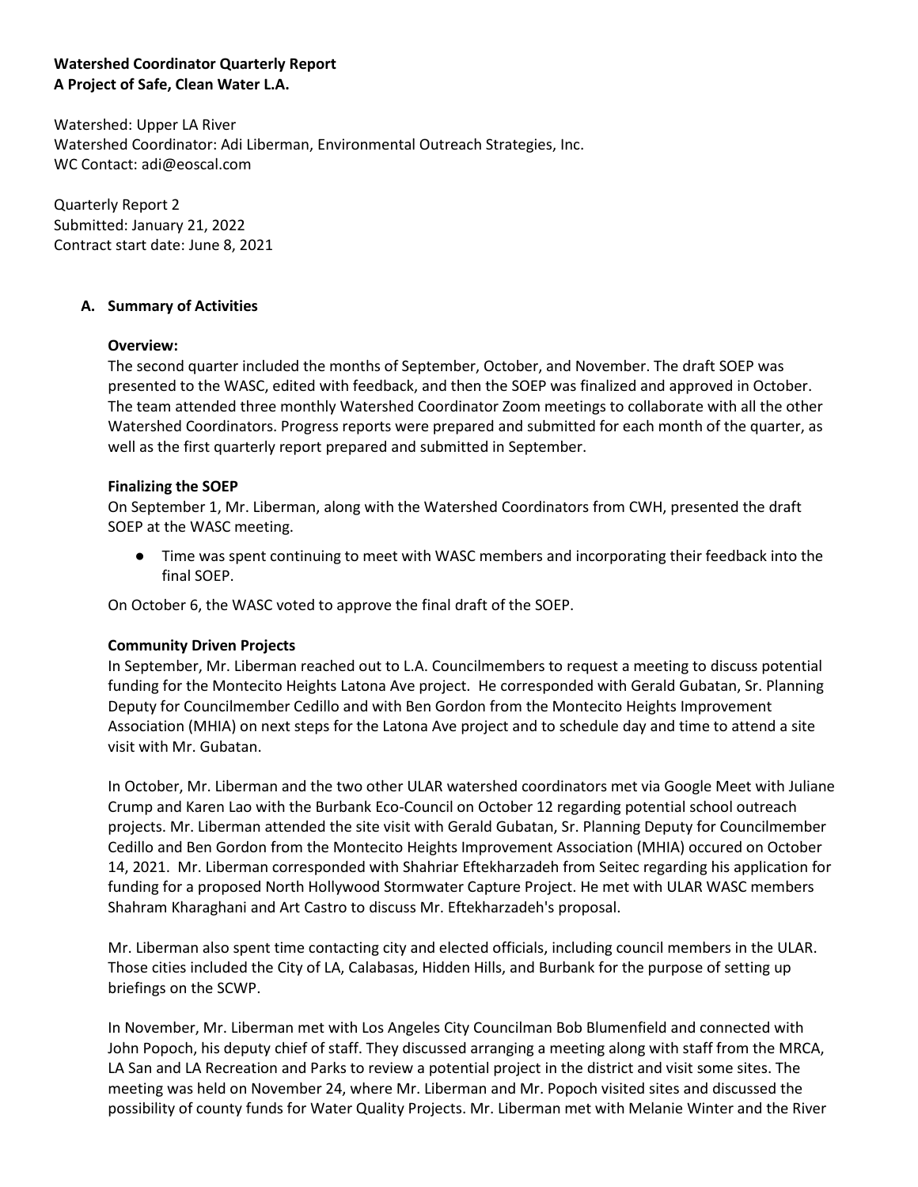**Watershed Coordinator Quarterly Report**
**A Project of Safe, Clean Water L.A.**

Watershed: Upper LA River
Watershed Coordinator: Adi Liberman, Environmental Outreach Strategies, Inc.
WC Contact: adi@eoscal.com

Quarterly Report 2
Submitted: January 21, 2022
Contract start date: June 8, 2021

## A. Summary of Activities

**Overview:**

The second quarter included the months of September, October, and November. The draft SOEP was presented to the WASC, edited with feedback, and then the SOEP was finalized and approved in October. The team attended three monthly Watershed Coordinator Zoom meetings to collaborate with all the other Watershed Coordinators. Progress reports were prepared and submitted for each month of the quarter, as well as the first quarterly report prepared and submitted in September.

**Finalizing the SOEP**

On September 1, Mr. Liberman, along with the Watershed Coordinators from CWH, presented the draft SOEP at the WASC meeting.

- Time was spent continuing to meet with WASC members and incorporating their feedback into the final SOEP.

On October 6, the WASC voted to approve the final draft of the SOEP.

**Community Driven Projects**

In September, Mr. Liberman reached out to L.A. Councilmembers to request a meeting to discuss potential funding for the Montecito Heights Latona Ave project. He corresponded with Gerald Gubatan, Sr. Planning Deputy for Councilmember Cedillo and with Ben Gordon from the Montecito Heights Improvement Association (MHIA) on next steps for the Latona Ave project and to schedule day and time to attend a site visit with Mr. Gubatan.

In October, Mr. Liberman and the two other ULAR watershed coordinators met via Google Meet with Juliane Crump and Karen Lao with the Burbank Eco-Council on October 12 regarding potential school outreach projects. Mr. Liberman attended the site visit with Gerald Gubatan, Sr. Planning Deputy for Councilmember Cedillo and Ben Gordon from the Montecito Heights Improvement Association (MHIA) occured on October 14, 2021. Mr. Liberman corresponded with Shahriar Eftekharzadeh from Seitec regarding his application for funding for a proposed North Hollywood Stormwater Capture Project. He met with ULAR WASC members Shahram Kharaghani and Art Castro to discuss Mr. Eftekharzadeh's proposal.

Mr. Liberman also spent time contacting city and elected officials, including council members in the ULAR. Those cities included the City of LA, Calabasas, Hidden Hills, and Burbank for the purpose of setting up briefings on the SCWP.

In November, Mr. Liberman met with Los Angeles City Councilman Bob Blumenfield and connected with John Popoch, his deputy chief of staff. They discussed arranging a meeting along with staff from the MRCA, LA San and LA Recreation and Parks to review a potential project in the district and visit some sites. The meeting was held on November 24, where Mr. Liberman and Mr. Popoch visited sites and discussed the possibility of county funds for Water Quality Projects. Mr. Liberman met with Melanie Winter and the River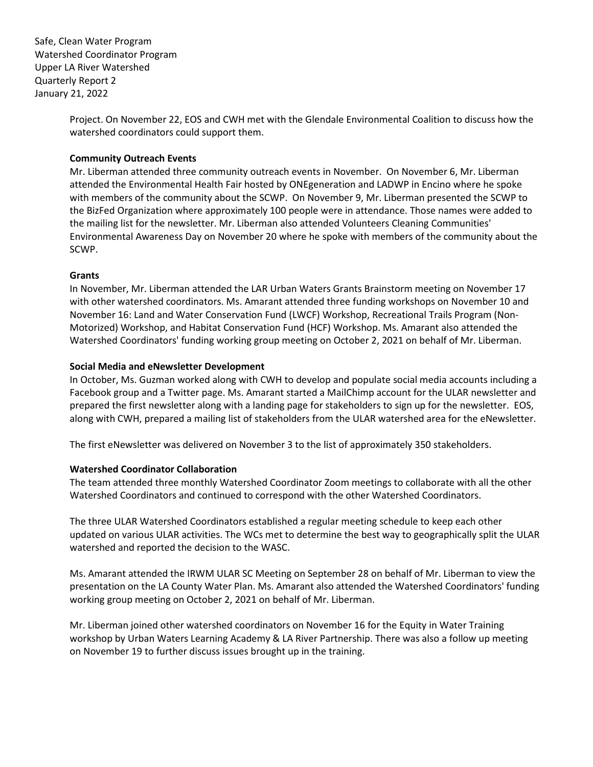Project. On November 22, EOS and CWH met with the Glendale Environmental Coalition to discuss how the watershed coordinators could support them.

**Community Outreach Events**

Mr. Liberman attended three community outreach events in November. On November 6, Mr. Liberman attended the Environmental Health Fair hosted by ONEgeneration and LADWP in Encino where he spoke with members of the community about the SCWP. On November 9, Mr. Liberman presented the SCWP to the BizFed Organization where approximately 100 people were in attendance. Those names were added to the mailing list for the newsletter. Mr. Liberman also attended Volunteers Cleaning Communities' Environmental Awareness Day on November 20 where he spoke with members of the community about the SCWP.

**Grants**

In November, Mr. Liberman attended the LAR Urban Waters Grants Brainstorm meeting on November 17 with other watershed coordinators. Ms. Amarant attended three funding workshops on November 10 and November 16: Land and Water Conservation Fund (LWCF) Workshop, Recreational Trails Program (Non-Motorized) Workshop, and Habitat Conservation Fund (HCF) Workshop. Ms. Amarant also attended the Watershed Coordinators' funding working group meeting on October 2, 2021 on behalf of Mr. Liberman.

**Social Media and eNewsletter Development**

In October, Ms. Guzman worked along with CWH to develop and populate social media accounts including a Facebook group and a Twitter page. Ms. Amarant started a MailChimp account for the ULAR newsletter and prepared the first newsletter along with a landing page for stakeholders to sign up for the newsletter. EOS, along with CWH, prepared a mailing list of stakeholders from the ULAR watershed area for the eNewsletter.

The first eNewsletter was delivered on November 3 to the list of approximately 350 stakeholders.

**Watershed Coordinator Collaboration**

The team attended three monthly Watershed Coordinator Zoom meetings to collaborate with all the other Watershed Coordinators and continued to correspond with the other Watershed Coordinators.

The three ULAR Watershed Coordinators established a regular meeting schedule to keep each other updated on various ULAR activities. The WCs met to determine the best way to geographically split the ULAR watershed and reported the decision to the WASC.

Ms. Amarant attended the IRWM ULAR SC Meeting on September 28 on behalf of Mr. Liberman to view the presentation on the LA County Water Plan. Ms. Amarant also attended the Watershed Coordinators' funding working group meeting on October 2, 2021 on behalf of Mr. Liberman.

Mr. Liberman joined other watershed coordinators on November 16 for the Equity in Water Training workshop by Urban Waters Learning Academy & LA River Partnership. There was also a follow up meeting on November 19 to further discuss issues brought up in the training.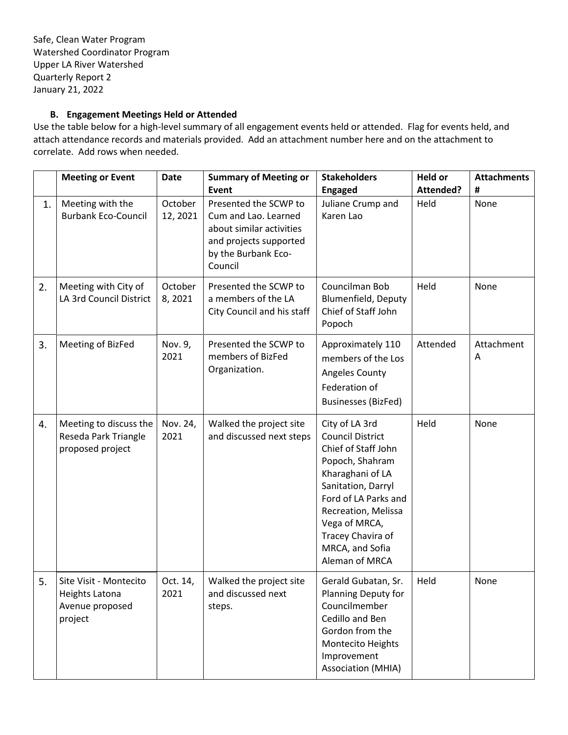Safe, Clean Water Program
Watershed Coordinator Program
Upper LA River Watershed
Quarterly Report 2
January 21, 2022

### B. Engagement Meetings Held or Attended

Use the table below for a high-level summary of all engagement events held or attended. Flag for events held, and attach attendance records and materials provided. Add an attachment number here and on the attachment to correlate. Add rows when needed.

| | Meeting or Event | Date | Summary of Meeting or Event | Stakeholders Engaged | Held or Attended? | Attachments # |
|---|---|---|---|---|---|---|
| 1. | Meeting with the Burbank Eco-Council | October 12, 2021 | Presented the SCWP to Cum and Lao. Learned about similar activities and projects supported by the Burbank Eco-Council | Juliane Crump and Karen Lao | Held | None |
| 2. | Meeting with City of LA 3rd Council District | October 8, 2021 | Presented the SCWP to a members of the LA City Council and his staff | Councilman Bob Blumenfield, Deputy Chief of Staff John Popoch | Held | None |
| 3. | Meeting of BizFed | Nov. 9, 2021 | Presented the SCWP to members of BizFed Organization. | Approximately 110 members of the Los Angeles County Federation of Businesses (BizFed) | Attended | Attachment A |
| 4. | Meeting to discuss the Reseda Park Triangle proposed project | Nov. 24, 2021 | Walked the project site and discussed next steps | City of LA 3rd Council District Chief of Staff John Popoch, Shahram Kharaghani of LA Sanitation, Darryl Ford of LA Parks and Recreation, Melissa Vega of MRCA, Tracey Chavira of MRCA, and Sofia Aleman of MRCA | Held | None |
| 5. | Site Visit - Montecito Heights Latona Avenue proposed project | Oct. 14, 2021 | Walked the project site and discussed next steps. | Gerald Gubatan, Sr. Planning Deputy for Councilmember Cedillo and Ben Gordon from the Montecito Heights Improvement Association (MHIA) | Held | None |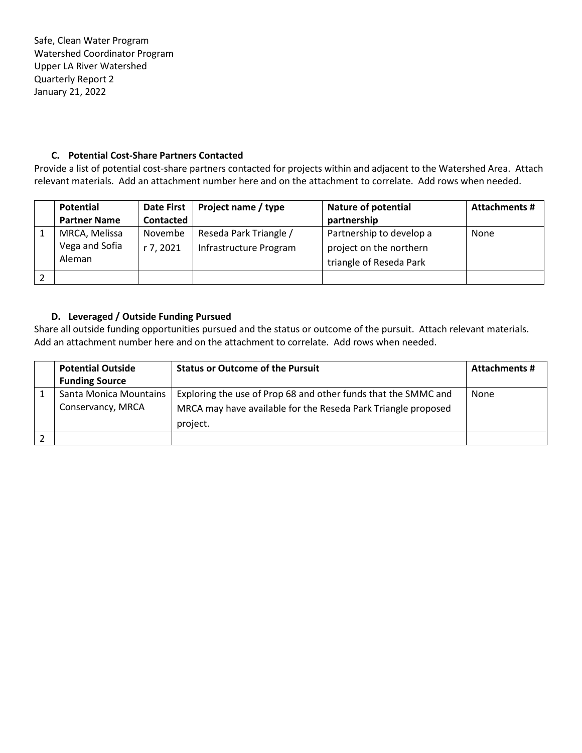Safe, Clean Water Program
Watershed Coordinator Program
Upper LA River Watershed
Quarterly Report 2
January 21, 2022

### C. Potential Cost-Share Partners Contacted

Provide a list of potential cost-share partners contacted for projects within and adjacent to the Watershed Area. Attach relevant materials. Add an attachment number here and on the attachment to correlate. Add rows when needed.

| | Potential Partner Name | Date First Contacted | Project name / type | Nature of potential partnership | Attachments # |
|---|---|---|---|---|---|
| 1 | MRCA, Melissa Vega and Sofia Aleman | November 7, 2021 | Reseda Park Triangle / Infrastructure Program | Partnership to develop a project on the northern triangle of Reseda Park | None |
| 2 | | | | | |

### D. Leveraged / Outside Funding Pursued

Share all outside funding opportunities pursued and the status or outcome of the pursuit. Attach relevant materials. Add an attachment number here and on the attachment to correlate. Add rows when needed.

| | Potential Outside Funding Source | Status or Outcome of the Pursuit | Attachments # |
|---|---|---|---|
| 1 | Santa Monica Mountains Conservancy, MRCA | Exploring the use of Prop 68 and other funds that the SMMC and MRCA may have available for the Reseda Park Triangle proposed project. | None |
| 2 | | | |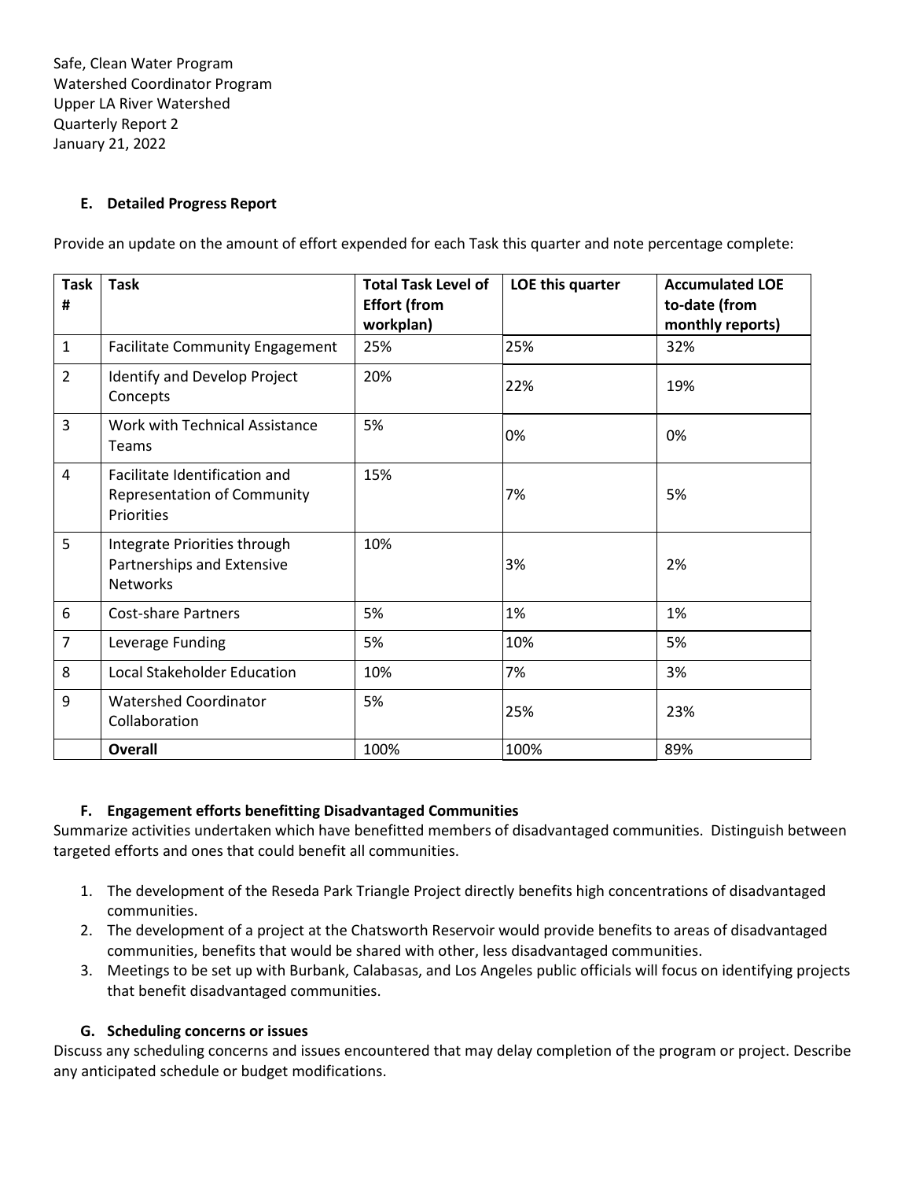Safe, Clean Water Program
Watershed Coordinator Program
Upper LA River Watershed
Quarterly Report 2
January 21, 2022

### E. Detailed Progress Report

Provide an update on the amount of effort expended for each Task this quarter and note percentage complete:

| Task # | Task | Total Task Level of Effort (from workplan) | LOE this quarter | Accumulated LOE to-date (from monthly reports) |
|---|---|---|---|---|
| 1 | Facilitate Community Engagement | 25% | 25% | 32% |
| 2 | Identify and Develop Project Concepts | 20% | 22% | 19% |
| 3 | Work with Technical Assistance Teams | 5% | 0% | 0% |
| 4 | Facilitate Identification and Representation of Community Priorities | 15% | 7% | 5% |
| 5 | Integrate Priorities through Partnerships and Extensive Networks | 10% | 3% | 2% |
| 6 | Cost-share Partners | 5% | 1% | 1% |
| 7 | Leverage Funding | 5% | 10% | 5% |
| 8 | Local Stakeholder Education | 10% | 7% | 3% |
| 9 | Watershed Coordinator Collaboration | 5% | 25% | 23% |
| | **Overall** | 100% | 100% | 89% |

### F. Engagement efforts benefitting Disadvantaged Communities

Summarize activities undertaken which have benefitted members of disadvantaged communities. Distinguish between targeted efforts and ones that could benefit all communities.

1. The development of the Reseda Park Triangle Project directly benefits high concentrations of disadvantaged communities.
2. The development of a project at the Chatsworth Reservoir would provide benefits to areas of disadvantaged communities, benefits that would be shared with other, less disadvantaged communities.
3. Meetings to be set up with Burbank, Calabasas, and Los Angeles public officials will focus on identifying projects that benefit disadvantaged communities.

### G. Scheduling concerns or issues

Discuss any scheduling concerns and issues encountered that may delay completion of the program or project. Describe any anticipated schedule or budget modifications.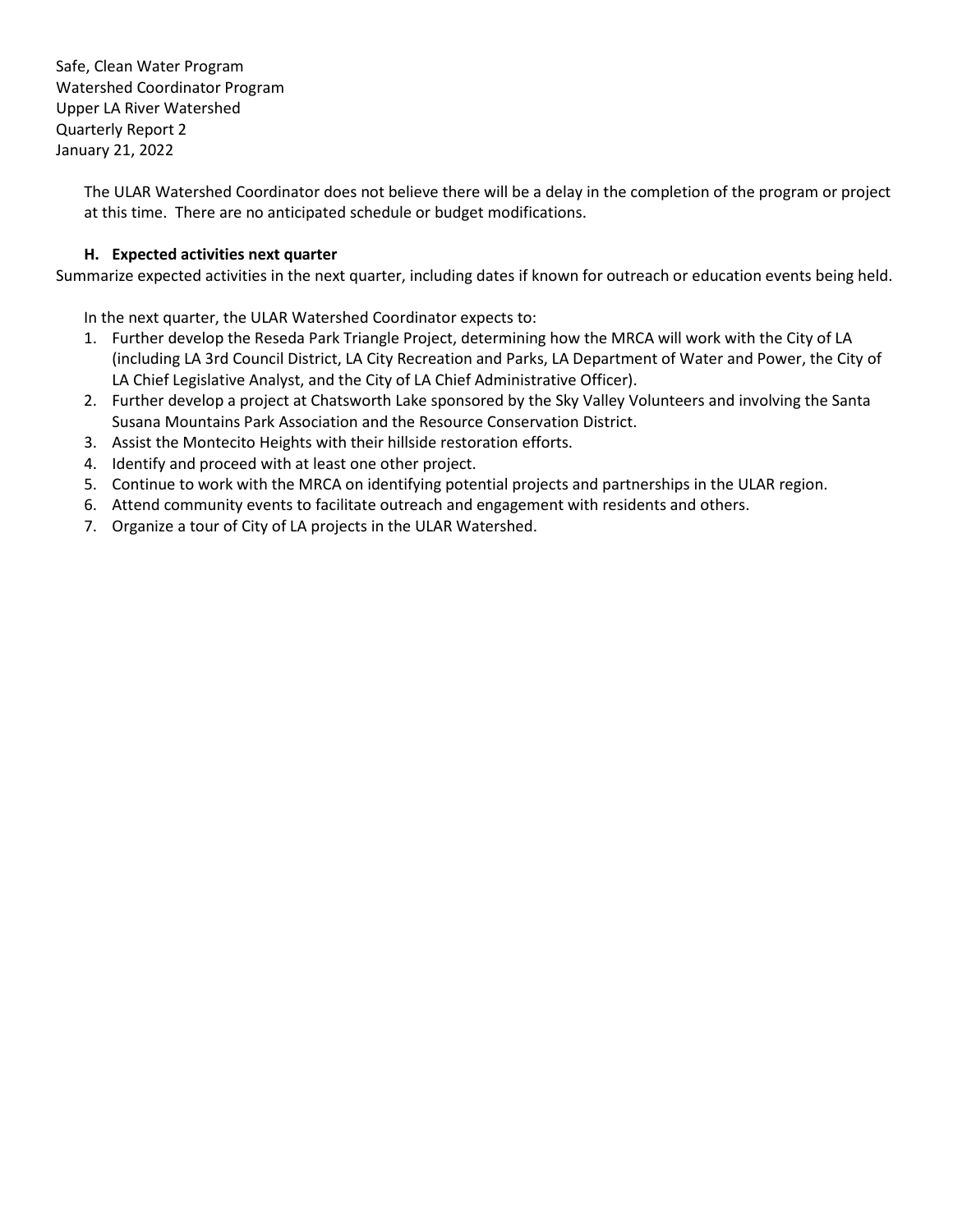The ULAR Watershed Coordinator does not believe there will be a delay in the completion of the program or project at this time. There are no anticipated schedule or budget modifications.

### H. Expected activities next quarter

Summarize expected activities in the next quarter, including dates if known for outreach or education events being held.

In the next quarter, the ULAR Watershed Coordinator expects to:

1. Further develop the Reseda Park Triangle Project, determining how the MRCA will work with the City of LA (including LA 3rd Council District, LA City Recreation and Parks, LA Department of Water and Power, the City of LA Chief Legislative Analyst, and the City of LA Chief Administrative Officer).
2. Further develop a project at Chatsworth Lake sponsored by the Sky Valley Volunteers and involving the Santa Susana Mountains Park Association and the Resource Conservation District.
3. Assist the Montecito Heights with their hillside restoration efforts.
4. Identify and proceed with at least one other project.
5. Continue to work with the MRCA on identifying potential projects and partnerships in the ULAR region.
6. Attend community events to facilitate outreach and engagement with residents and others.
7. Organize a tour of City of LA projects in the ULAR Watershed.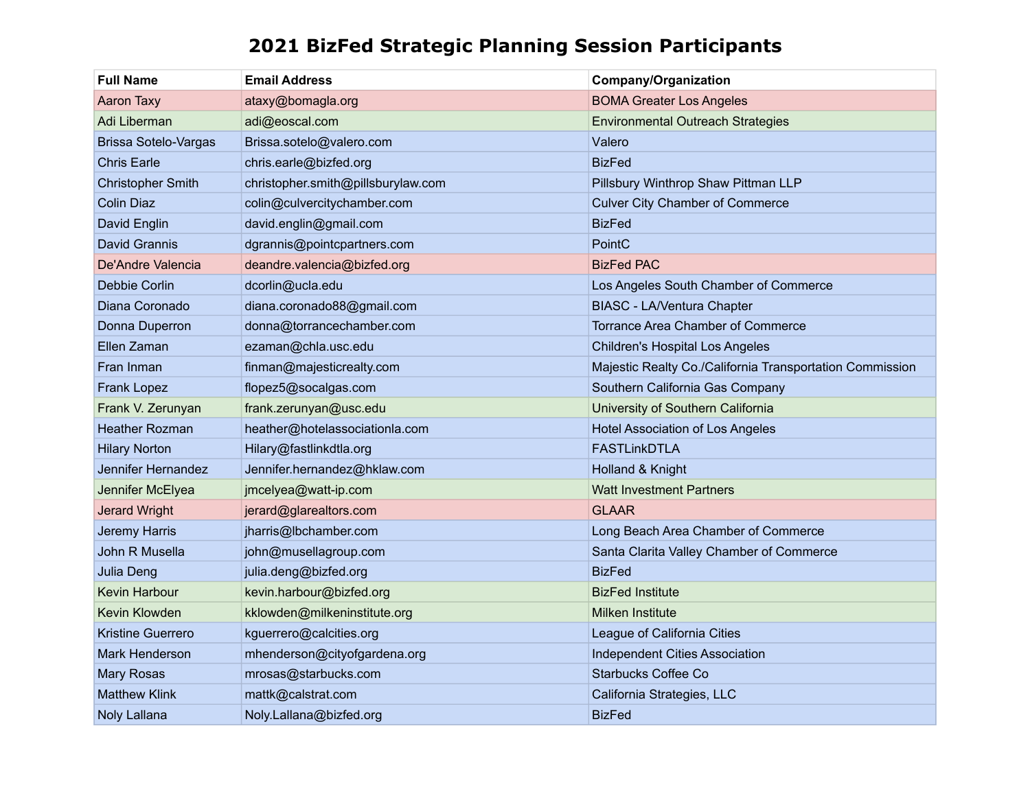# 2021 BizFed Strategic Planning Session Participants

| Full Name | Email Address | Company/Organization |
|---|---|---|
| Aaron Taxy | ataxy@bomagla.org | BOMA Greater Los Angeles |
| Adi Liberman | adi@eoscal.com | Environmental Outreach Strategies |
| Brissa Sotelo-Vargas | Brissa.sotelo@valero.com | Valero |
| Chris Earle | chris.earle@bizfed.org | BizFed |
| Christopher Smith | christopher.smith@pillsburylaw.com | Pillsbury Winthrop Shaw Pittman LLP |
| Colin Diaz | colin@culvercitychamber.com | Culver City Chamber of Commerce |
| David Englin | david.englin@gmail.com | BizFed |
| David Grannis | dgrannis@pointcpartners.com | PointC |
| De'Andre Valencia | deandre.valencia@bizfed.org | BizFed PAC |
| Debbie Corlin | dcorlin@ucla.edu | Los Angeles South Chamber of Commerce |
| Diana Coronado | diana.coronado88@gmail.com | BIASC - LA/Ventura Chapter |
| Donna Duperron | donna@torrancechamber.com | Torrance Area Chamber of Commerce |
| Ellen Zaman | ezaman@chla.usc.edu | Children's Hospital Los Angeles |
| Fran Inman | finman@majesticrealty.com | Majestic Realty Co./California Transportation Commission |
| Frank Lopez | flopez5@socalgas.com | Southern California Gas Company |
| Frank V. Zerunyan | frank.zerunyan@usc.edu | University of Southern California |
| Heather Rozman | heather@hotelassociationla.com | Hotel Association of Los Angeles |
| Hilary Norton | Hilary@fastlinkdtla.org | FASTLinkDTLA |
| Jennifer Hernandez | Jennifer.hernandez@hklaw.com | Holland & Knight |
| Jennifer McElyea | jmcelyea@watt-ip.com | Watt Investment Partners |
| Jerard Wright | jerard@glarealtors.com | GLAAR |
| Jeremy Harris | jharris@lbchamber.com | Long Beach Area Chamber of Commerce |
| John R Musella | john@musellagroup.com | Santa Clarita Valley Chamber of Commerce |
| Julia Deng | julia.deng@bizfed.org | BizFed |
| Kevin Harbour | kevin.harbour@bizfed.org | BizFed Institute |
| Kevin Klowden | kklowden@milkeninstitute.org | Milken Institute |
| Kristine Guerrero | kguerrero@calcities.org | League of California Cities |
| Mark Henderson | mhenderson@cityofgardena.org | Independent Cities Association |
| Mary Rosas | mrosas@starbucks.com | Starbucks Coffee Co |
| Matthew Klink | mattk@calstrat.com | California Strategies, LLC |
| Noly Lallana | Noly.Lallana@bizfed.org | BizFed |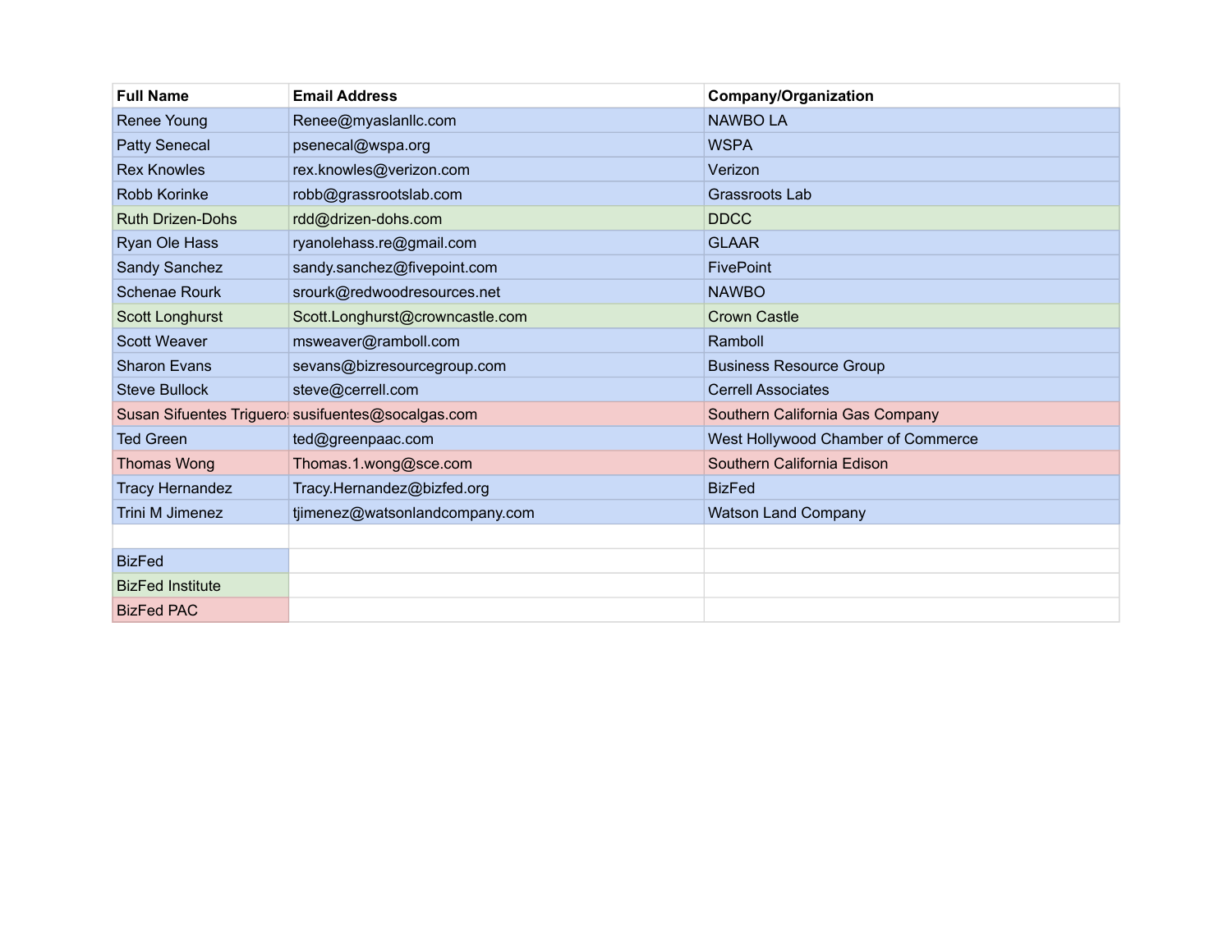| Full Name | Email Address | Company/Organization |
|---|---|---|
| Renee Young | Renee@myaslanllc.com | NAWBO LA |
| Patty Senecal | psenecal@wspa.org | WSPA |
| Rex Knowles | rex.knowles@verizon.com | Verizon |
| Robb Korinke | robb@grassrootslab.com | Grassroots Lab |
| Ruth Drizen-Dohs | rdd@drizen-dohs.com | DDCC |
| Ryan Ole Hass | ryanolehass.re@gmail.com | GLAAR |
| Sandy Sanchez | sandy.sanchez@fivepoint.com | FivePoint |
| Schenae Rourk | srourk@redwoodresources.net | NAWBO |
| Scott Longhurst | Scott.Longhurst@crowncastle.com | Crown Castle |
| Scott Weaver | msweaver@ramboll.com | Ramboll |
| Sharon Evans | sevans@bizresourcegroup.com | Business Resource Group |
| Steve Bullock | steve@cerrell.com | Cerrell Associates |
| Susan Sifuentes Trigueros | susifuentes@socalgas.com | Southern California Gas Company |
| Ted Green | ted@greenpaac.com | West Hollywood Chamber of Commerce |
| Thomas Wong | Thomas.1.wong@sce.com | Southern California Edison |
| Tracy Hernandez | Tracy.Hernandez@bizfed.org | BizFed |
| Trini M Jimenez | tjimenez@watsonlandcompany.com | Watson Land Company |
| | | |
| BizFed | | |
| BizFed Institute | | |
| BizFed PAC | | |